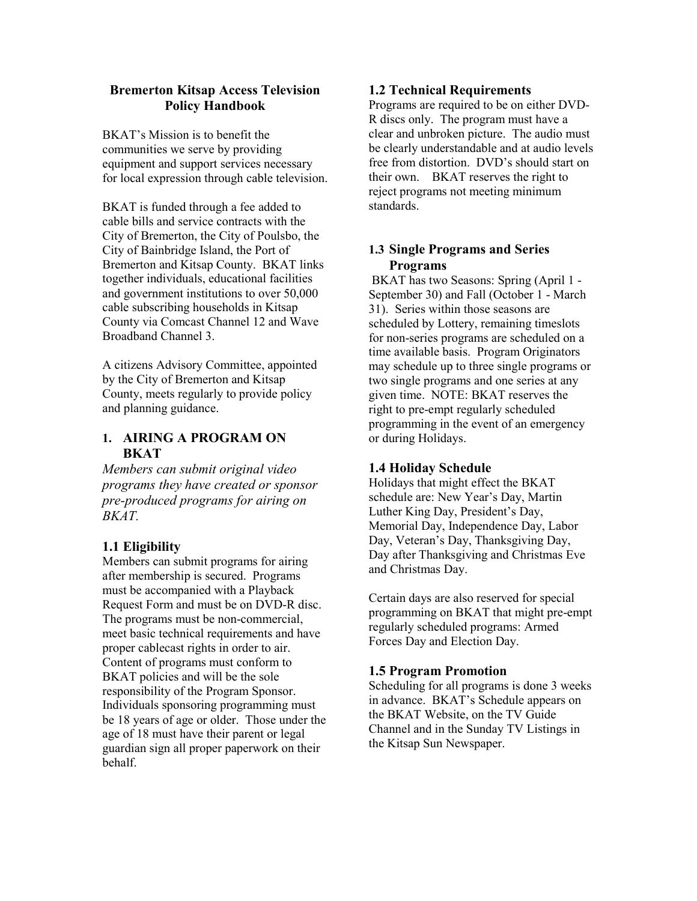# Bremerton Kitsap Access Television Policy Handbook

BKAT's Mission is to benefit the communities we serve by providing equipment and support services necessary for local expression through cable television.

BKAT is funded through a fee added to cable bills and service contracts with the City of Bremerton, the City of Poulsbo, the City of Bainbridge Island, the Port of Bremerton and Kitsap County. BKAT links together individuals, educational facilities and government institutions to over 50,000 cable subscribing households in Kitsap County via Comcast Channel 12 and Wave Broadband Channel 3.

A citizens Advisory Committee, appointed by the City of Bremerton and Kitsap County, meets regularly to provide policy and planning guidance.

## 1. AIRING A PROGRAM ON BKAT

*Members can submit original video programs they have created or sponsor pre-produced programs for airing on BKAT.*

### 1.1 Eligibility

Members can submit programs for airing after membership is secured. Programs must be accompanied with a Playback Request Form and must be on DVD-R disc. The programs must be non-commercial, meet basic technical requirements and have proper cablecast rights in order to air. Content of programs must conform to BKAT policies and will be the sole responsibility of the Program Sponsor. Individuals sponsoring programming must be 18 years of age or older. Those under the age of 18 must have their parent or legal guardian sign all proper paperwork on their behalf.

### 1.2 Technical Requirements

Programs are required to be on either DVD-R discs only. The program must have a clear and unbroken picture. The audio must be clearly understandable and at audio levels free from distortion. DVD's should start on their own. BKAT reserves the right to reject programs not meeting minimum standards.

### 1.3 Single Programs and Series Programs

BKAT has two Seasons: Spring (April 1 - September 30) and Fall (October 1 - March 31). Series within those seasons are scheduled by Lottery, remaining timeslots for non-series programs are scheduled on a time available basis. Program Originators may schedule up to three single programs or two single programs and one series at any given time. NOTE: BKAT reserves the right to pre-empt regularly scheduled programming in the event of an emergency or during Holidays.

### 1.4 Holiday Schedule

Holidays that might effect the BKAT schedule are: New Year's Day, Martin Luther King Day, President's Day, Memorial Day, Independence Day, Labor Day, Veteran's Day, Thanksgiving Day, Day after Thanksgiving and Christmas Eve and Christmas Day.

Certain days are also reserved for special programming on BKAT that might pre-empt regularly scheduled programs: Armed Forces Day and Election Day.

### 1.5 Program Promotion

Scheduling for all programs is done 3 weeks in advance. BKAT's Schedule appears on the BKAT Website, on the TV Guide Channel and in the Sunday TV Listings in the Kitsap Sun Newspaper.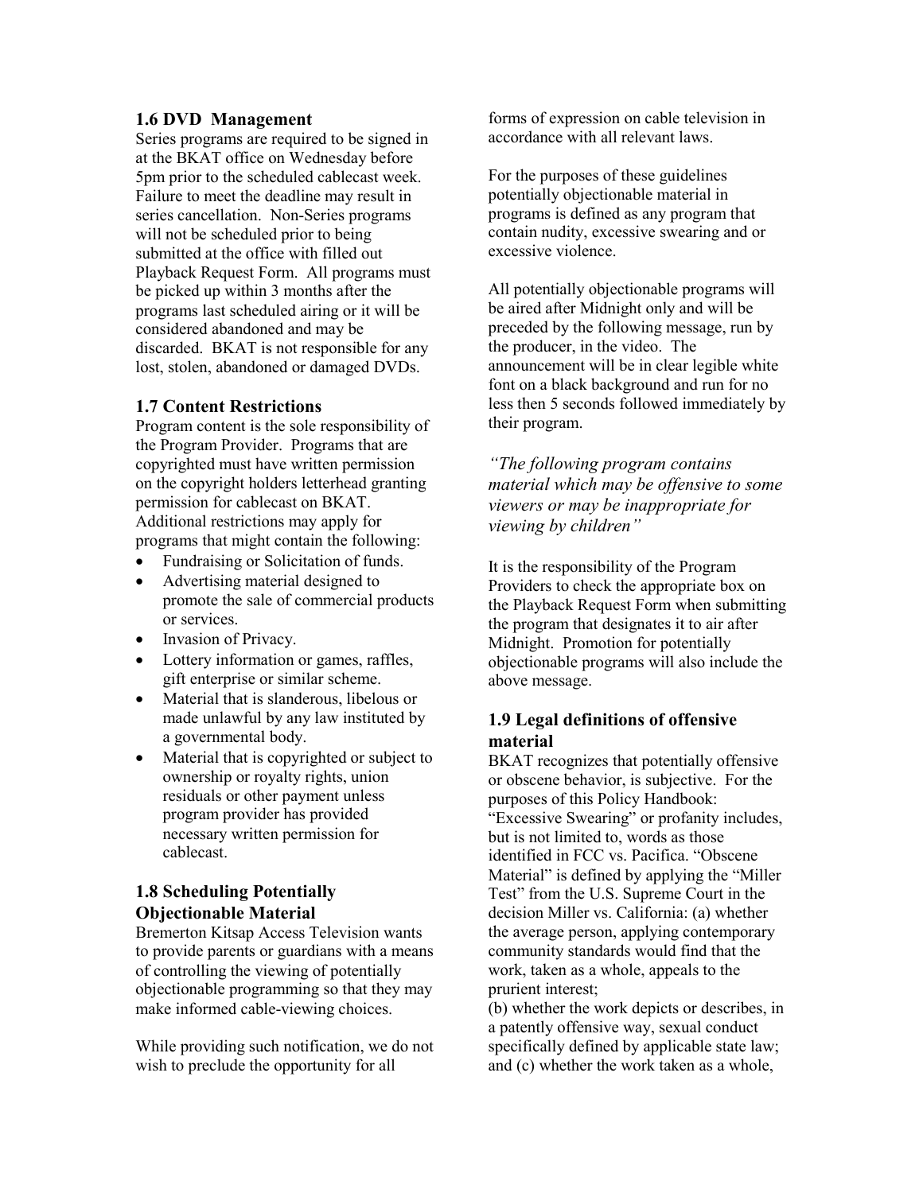### 1.6 DVD Management

Series programs are required to be signed in at the BKAT office on Wednesday before 5pm prior to the scheduled cablecast week. Failure to meet the deadline may result in series cancellation. Non-Series programs will not be scheduled prior to being submitted at the office with filled out Playback Request Form. All programs must be picked up within 3 months after the programs last scheduled airing or it will be considered abandoned and may be discarded. BKAT is not responsible for any lost, stolen, abandoned or damaged DVDs.

### 1.7 Content Restrictions

Program content is the sole responsibility of the Program Provider. Programs that are copyrighted must have written permission on the copyright holders letterhead granting permission for cablecast on BKAT. Additional restrictions may apply for programs that might contain the following:

- Fundraising or Solicitation of funds.
- Advertising material designed to promote the sale of commercial products or services.
- Invasion of Privacy.
- Lottery information or games, raffles, gift enterprise or similar scheme.
- Material that is slanderous, libelous or made unlawful by any law instituted by a governmental body.
- Material that is copyrighted or subject to ownership or royalty rights, union residuals or other payment unless program provider has provided necessary written permission for cablecast.

### 1.8 Scheduling Potentially Objectionable Material

Bremerton Kitsap Access Television wants to provide parents or guardians with a means of controlling the viewing of potentially objectionable programming so that they may make informed cable-viewing choices.

While providing such notification, we do not wish to preclude the opportunity for all forms of expression on cable television in accordance with all relevant laws.

For the purposes of these guidelines potentially objectionable material in programs is defined as any program that contain nudity, excessive swearing and or excessive violence.

All potentially objectionable programs will be aired after Midnight only and will be preceded by the following message, run by the producer, in the video. The announcement will be in clear legible white font on a black background and run for no less then 5 seconds followed immediately by their program.

*"The following program contains material which may be offensive to some viewers or may be inappropriate for viewing by children"*

It is the responsibility of the Program Providers to check the appropriate box on the Playback Request Form when submitting the program that designates it to air after Midnight. Promotion for potentially objectionable programs will also include the above message.

### 1.9 Legal definitions of offensive material

BKAT recognizes that potentially offensive or obscene behavior, is subjective. For the purposes of this Policy Handbook: "Excessive Swearing" or profanity includes, but is not limited to, words as those identified in FCC vs. Pacifica. "Obscene Material" is defined by applying the "Miller Test" from the U.S. Supreme Court in the decision Miller vs. California: (a) whether the average person, applying contemporary community standards would find that the work, taken as a whole, appeals to the prurient interest;
(b) whether the work depicts or describes, in a patently offensive way, sexual conduct specifically defined by applicable state law; and (c) whether the work taken as a whole,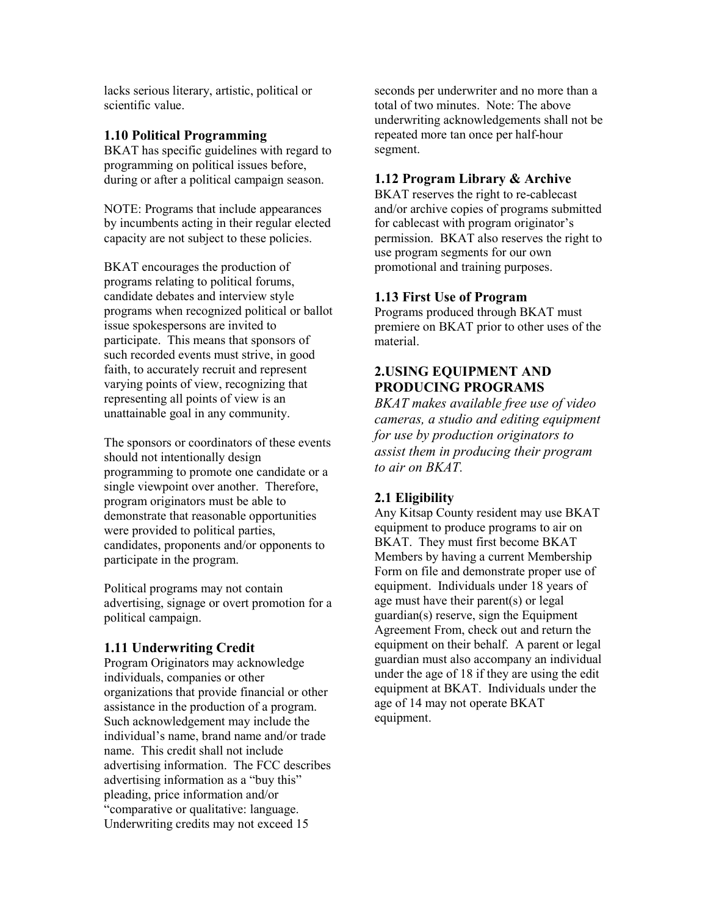lacks serious literary, artistic, political or scientific value.

### 1.10 Political Programming

BKAT has specific guidelines with regard to programming on political issues before, during or after a political campaign season.

NOTE: Programs that include appearances by incumbents acting in their regular elected capacity are not subject to these policies.

BKAT encourages the production of programs relating to political forums, candidate debates and interview style programs when recognized political or ballot issue spokespersons are invited to participate. This means that sponsors of such recorded events must strive, in good faith, to accurately recruit and represent varying points of view, recognizing that representing all points of view is an unattainable goal in any community.

The sponsors or coordinators of these events should not intentionally design programming to promote one candidate or a single viewpoint over another. Therefore, program originators must be able to demonstrate that reasonable opportunities were provided to political parties, candidates, proponents and/or opponents to participate in the program.

Political programs may not contain advertising, signage or overt promotion for a political campaign.

### 1.11 Underwriting Credit

Program Originators may acknowledge individuals, companies or other organizations that provide financial or other assistance in the production of a program. Such acknowledgement may include the individual's name, brand name and/or trade name. This credit shall not include advertising information. The FCC describes advertising information as a "buy this" pleading, price information and/or "comparative or qualitative: language. Underwriting credits may not exceed 15 seconds per underwriter and no more than a total of two minutes. Note: The above underwriting acknowledgements shall not be repeated more tan once per half-hour segment.

### 1.12 Program Library & Archive

BKAT reserves the right to re-cablecast and/or archive copies of programs submitted for cablecast with program originator's permission. BKAT also reserves the right to use program segments for our own promotional and training purposes.

### 1.13 First Use of Program

Programs produced through BKAT must premiere on BKAT prior to other uses of the material.

## 2.USING EQUIPMENT AND PRODUCING PROGRAMS

*BKAT makes available free use of video cameras, a studio and editing equipment for use by production originators to assist them in producing their program to air on BKAT.*

### 2.1 Eligibility

Any Kitsap County resident may use BKAT equipment to produce programs to air on BKAT. They must first become BKAT Members by having a current Membership Form on file and demonstrate proper use of equipment. Individuals under 18 years of age must have their parent(s) or legal guardian(s) reserve, sign the Equipment Agreement From, check out and return the equipment on their behalf. A parent or legal guardian must also accompany an individual under the age of 18 if they are using the edit equipment at BKAT. Individuals under the age of 14 may not operate BKAT equipment.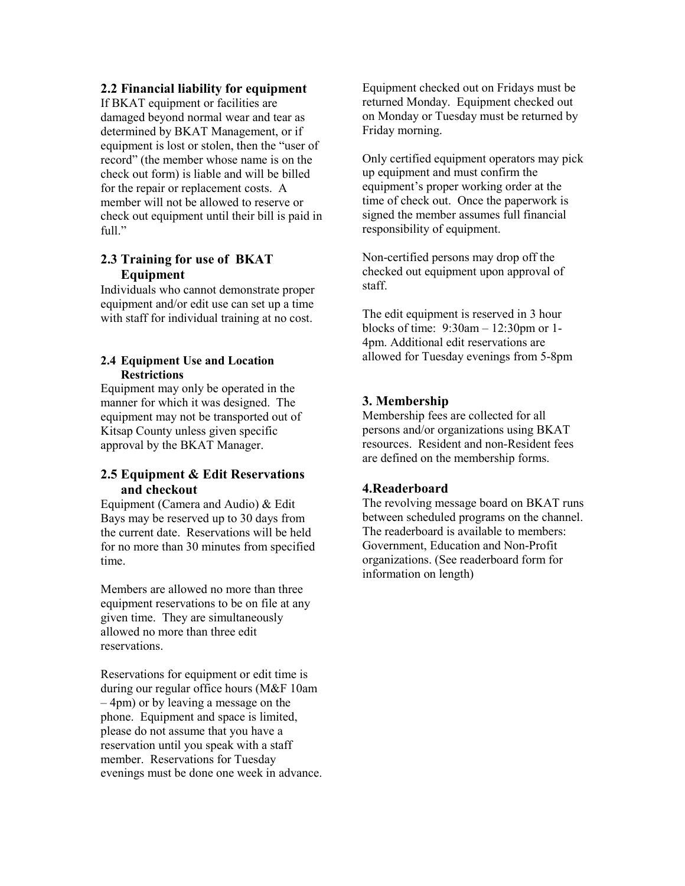### 2.2 Financial liability for equipment

If BKAT equipment or facilities are damaged beyond normal wear and tear as determined by BKAT Management, or if equipment is lost or stolen, then the "user of record" (the member whose name is on the check out form) is liable and will be billed for the repair or replacement costs. A member will not be allowed to reserve or check out equipment until their bill is paid in full."

### 2.3 Training for use of BKAT Equipment

Individuals who cannot demonstrate proper equipment and/or edit use can set up a time with staff for individual training at no cost.

#### 2.4 Equipment Use and Location Restrictions

Equipment may only be operated in the manner for which it was designed. The equipment may not be transported out of Kitsap County unless given specific approval by the BKAT Manager.

### 2.5 Equipment & Edit Reservations and checkout

Equipment (Camera and Audio) & Edit Bays may be reserved up to 30 days from the current date. Reservations will be held for no more than 30 minutes from specified time.

Members are allowed no more than three equipment reservations to be on file at any given time. They are simultaneously allowed no more than three edit reservations.

Reservations for equipment or edit time is during our regular office hours (M&F 10am – 4pm) or by leaving a message on the phone. Equipment and space is limited, please do not assume that you have a reservation until you speak with a staff member. Reservations for Tuesday evenings must be done one week in advance.

Equipment checked out on Fridays must be returned Monday. Equipment checked out on Monday or Tuesday must be returned by Friday morning.

Only certified equipment operators may pick up equipment and must confirm the equipment's proper working order at the time of check out. Once the paperwork is signed the member assumes full financial responsibility of equipment.

Non-certified persons may drop off the checked out equipment upon approval of staff.

The edit equipment is reserved in 3 hour blocks of time: 9:30am – 12:30pm or 1-4pm. Additional edit reservations are allowed for Tuesday evenings from 5-8pm

### 3. Membership

Membership fees are collected for all persons and/or organizations using BKAT resources. Resident and non-Resident fees are defined on the membership forms.

### 4.Readerboard

The revolving message board on BKAT runs between scheduled programs on the channel. The readerboard is available to members: Government, Education and Non-Profit organizations. (See readerboard form for information on length)